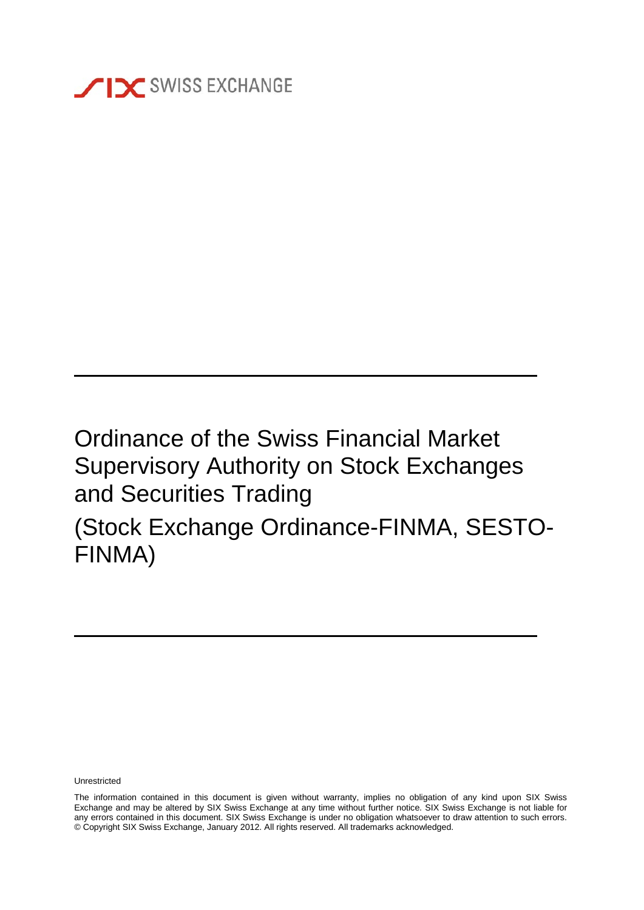SIX SWISS EXCHANGE

# Ordinance of the Swiss Financial Market Supervisory Authority on Stock Exchanges and Securities Trading

# (Stock Exchange Ordinance-FINMA, SESTO-FINMA)

Unrestricted

The information contained in this document is given without warranty, implies no obligation of any kind upon SIX Swiss Exchange and may be altered by SIX Swiss Exchange at any time without further notice. SIX Swiss Exchange is not liable for any errors contained in this document. SIX Swiss Exchange is under no obligation whatsoever to draw attention to such errors. © Copyright SIX Swiss Exchange, January 2012. All rights reserved. All trademarks acknowledged.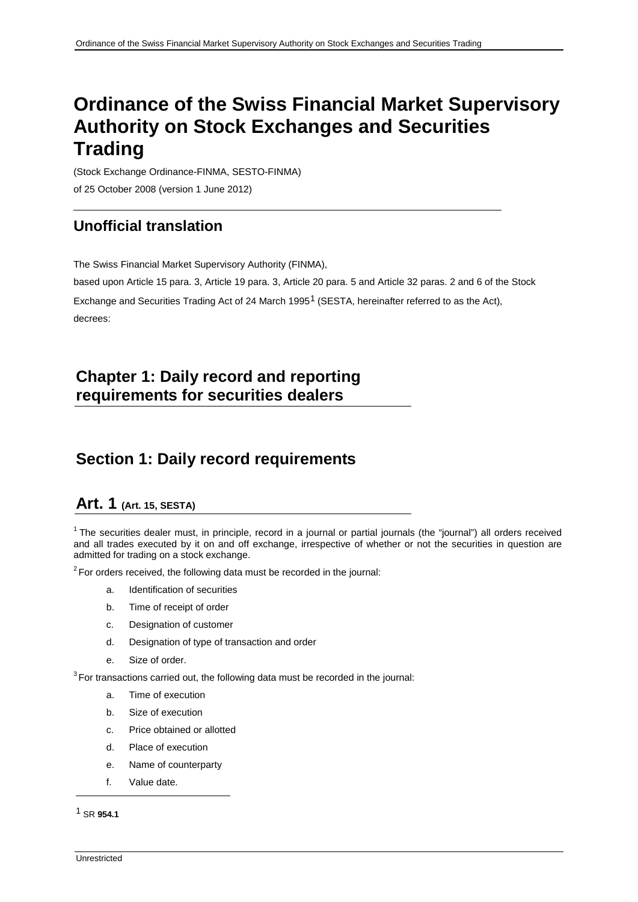# Ordinance of the Swiss Financial Market Supervisory Authority on Stock Exchanges and Securities Trading

(Stock Exchange Ordinance-FINMA, SESTO-FINMA)

of 25 October 2008 (version 1 June 2012)

## Unofficial translation

The Swiss Financial Market Supervisory Authority (FINMA),

based upon Article 15 para. 3, Article 19 para. 3, Article 20 para. 5 and Article 32 paras. 2 and 6 of the Stock Exchange and Securities Trading Act of 24 March 1995[1] (SESTA, hereinafter referred to as the Act),

decrees:

## Chapter 1: Daily record and reporting requirements for securities dealers

## Section 1: Daily record requirements

### Art. 1 (Art. 15, SESTA)

[1] The securities dealer must, in principle, record in a journal or partial journals (the "journal") all orders received and all trades executed by it on and off exchange, irrespective of whether or not the securities in question are admitted for trading on a stock exchange.

[2] For orders received, the following data must be recorded in the journal:

a. Identification of securities
b. Time of receipt of order
c. Designation of customer
d. Designation of type of transaction and order
e. Size of order.

[3] For transactions carried out, the following data must be recorded in the journal:

a. Time of execution
b. Size of execution
c. Price obtained or allotted
d. Place of execution
e. Name of counterparty
f. Value date.

---

[1] SR **954.1**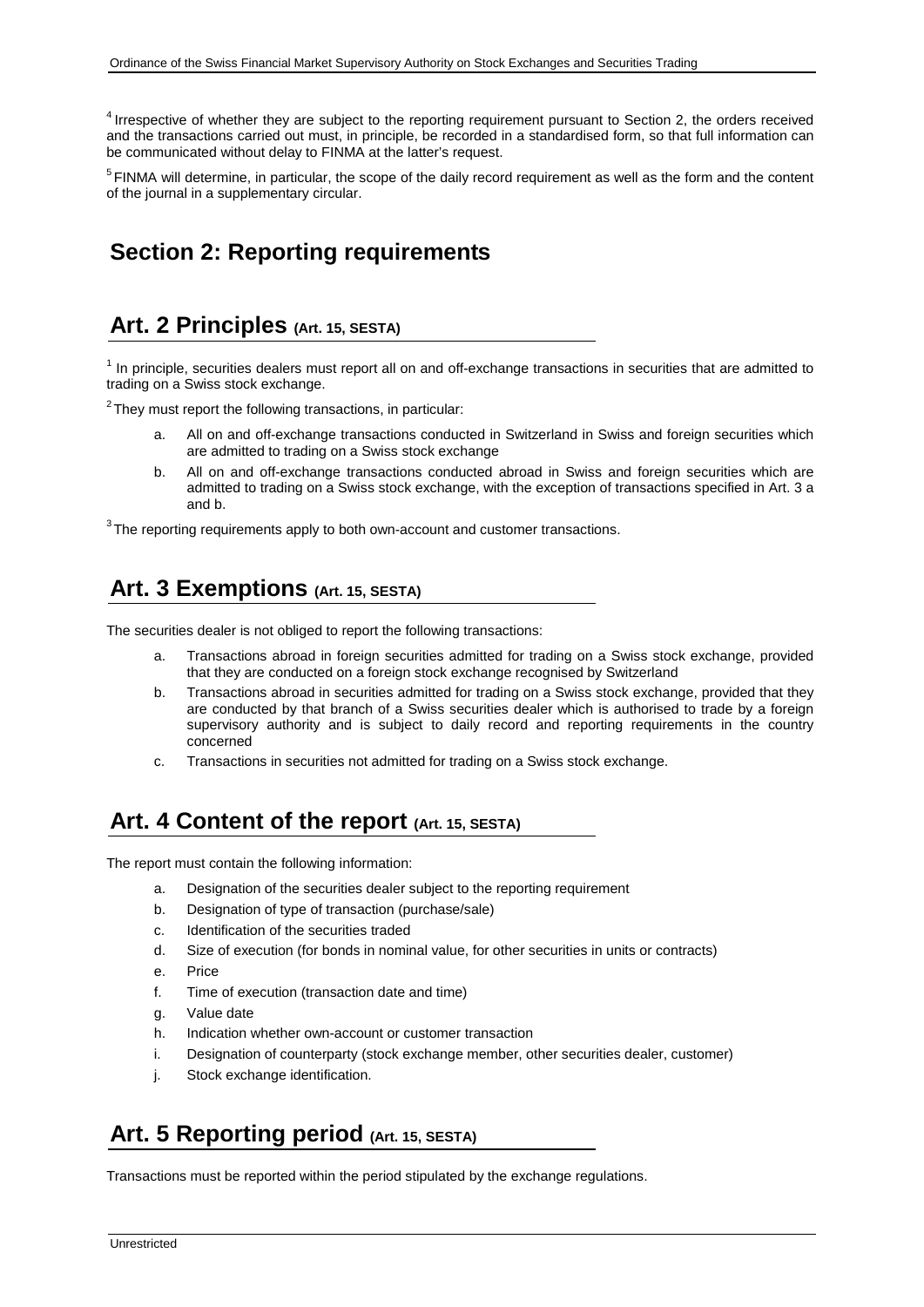[4] Irrespective of whether they are subject to the reporting requirement pursuant to Section 2, the orders received and the transactions carried out must, in principle, be recorded in a standardised form, so that full information can be communicated without delay to FINMA at the latter's request.

[5] FINMA will determine, in particular, the scope of the daily record requirement as well as the form and the content of the journal in a supplementary circular.

# Section 2: Reporting requirements

## Art. 2 Principles (Art. 15, SESTA)

[1] In principle, securities dealers must report all on and off-exchange transactions in securities that are admitted to trading on a Swiss stock exchange.

[2] They must report the following transactions, in particular:

a. All on and off-exchange transactions conducted in Switzerland in Swiss and foreign securities which are admitted to trading on a Swiss stock exchange

b. All on and off-exchange transactions conducted abroad in Swiss and foreign securities which are admitted to trading on a Swiss stock exchange, with the exception of transactions specified in Art. 3 a and b.

[3] The reporting requirements apply to both own-account and customer transactions.

## Art. 3 Exemptions (Art. 15, SESTA)

The securities dealer is not obliged to report the following transactions:

a. Transactions abroad in foreign securities admitted for trading on a Swiss stock exchange, provided that they are conducted on a foreign stock exchange recognised by Switzerland

b. Transactions abroad in securities admitted for trading on a Swiss stock exchange, provided that they are conducted by that branch of a Swiss securities dealer which is authorised to trade by a foreign supervisory authority and is subject to daily record and reporting requirements in the country concerned

c. Transactions in securities not admitted for trading on a Swiss stock exchange.

## Art. 4 Content of the report (Art. 15, SESTA)

The report must contain the following information:

a. Designation of the securities dealer subject to the reporting requirement

b. Designation of type of transaction (purchase/sale)

c. Identification of the securities traded

d. Size of execution (for bonds in nominal value, for other securities in units or contracts)

e. Price

f. Time of execution (transaction date and time)

g. Value date

h. Indication whether own-account or customer transaction

i. Designation of counterparty (stock exchange member, other securities dealer, customer)

j. Stock exchange identification.

## Art. 5 Reporting period (Art. 15, SESTA)

Transactions must be reported within the period stipulated by the exchange regulations.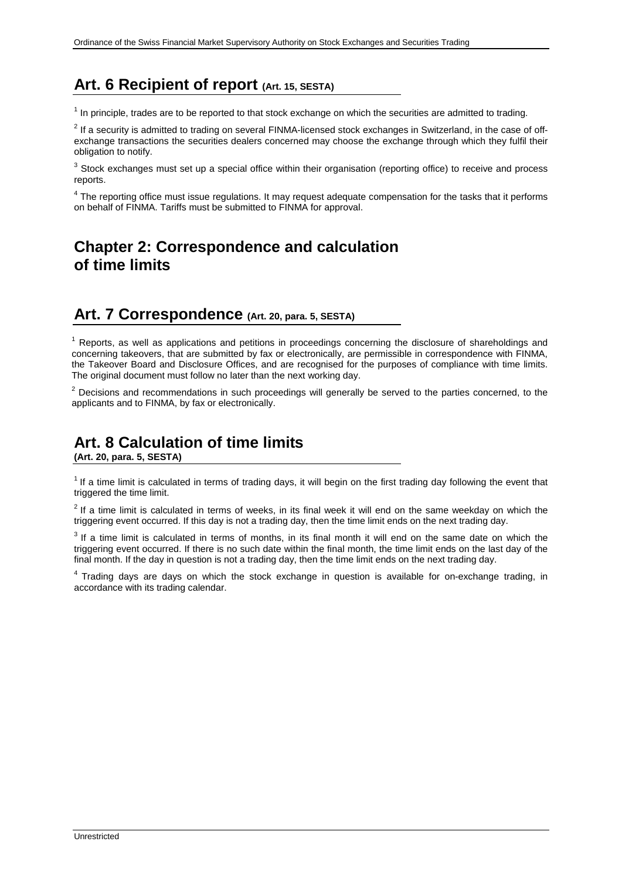## Art. 6 Recipient of report (Art. 15, SESTA)

[1] In principle, trades are to be reported to that stock exchange on which the securities are admitted to trading.

[2] If a security is admitted to trading on several FINMA-licensed stock exchanges in Switzerland, in the case of off-exchange transactions the securities dealers concerned may choose the exchange through which they fulfil their obligation to notify.

[3] Stock exchanges must set up a special office within their organisation (reporting office) to receive and process reports.

[4] The reporting office must issue regulations. It may request adequate compensation for the tasks that it performs on behalf of FINMA. Tariffs must be submitted to FINMA for approval.

# Chapter 2: Correspondence and calculation of time limits

## Art. 7 Correspondence (Art. 20, para. 5, SESTA)

[1] Reports, as well as applications and petitions in proceedings concerning the disclosure of shareholdings and concerning takeovers, that are submitted by fax or electronically, are permissible in correspondence with FINMA, the Takeover Board and Disclosure Offices, and are recognised for the purposes of compliance with time limits. The original document must follow no later than the next working day.

[2] Decisions and recommendations in such proceedings will generally be served to the parties concerned, to the applicants and to FINMA, by fax or electronically.

## Art. 8 Calculation of time limits (Art. 20, para. 5, SESTA)

[1] If a time limit is calculated in terms of trading days, it will begin on the first trading day following the event that triggered the time limit.

[2] If a time limit is calculated in terms of weeks, in its final week it will end on the same weekday on which the triggering event occurred. If this day is not a trading day, then the time limit ends on the next trading day.

[3] If a time limit is calculated in terms of months, in its final month it will end on the same date on which the triggering event occurred. If there is no such date within the final month, the time limit ends on the last day of the final month. If the day in question is not a trading day, then the time limit ends on the next trading day.

[4] Trading days are days on which the stock exchange in question is available for on-exchange trading, in accordance with its trading calendar.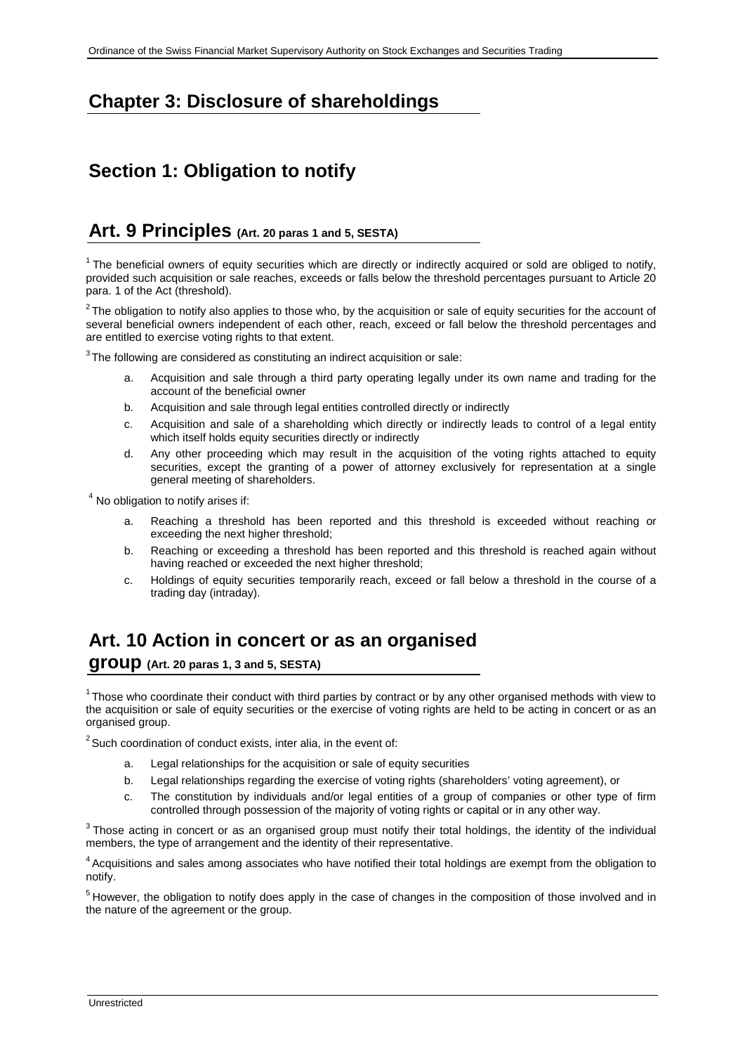## Chapter 3: Disclosure of shareholdings

### Section 1: Obligation to notify

### Art. 9 Principles (Art. 20 paras 1 and 5, SESTA)

[1] The beneficial owners of equity securities which are directly or indirectly acquired or sold are obliged to notify, provided such acquisition or sale reaches, exceeds or falls below the threshold percentages pursuant to Article 20 para. 1 of the Act (threshold).

[2] The obligation to notify also applies to those who, by the acquisition or sale of equity securities for the account of several beneficial owners independent of each other, reach, exceed or fall below the threshold percentages and are entitled to exercise voting rights to that extent.

[3] The following are considered as constituting an indirect acquisition or sale:

a. Acquisition and sale through a third party operating legally under its own name and trading for the account of the beneficial owner
b. Acquisition and sale through legal entities controlled directly or indirectly
c. Acquisition and sale of a shareholding which directly or indirectly leads to control of a legal entity which itself holds equity securities directly or indirectly
d. Any other proceeding which may result in the acquisition of the voting rights attached to equity securities, except the granting of a power of attorney exclusively for representation at a single general meeting of shareholders.

[4] No obligation to notify arises if:

a. Reaching a threshold has been reported and this threshold is exceeded without reaching or exceeding the next higher threshold;
b. Reaching or exceeding a threshold has been reported and this threshold is reached again without having reached or exceeded the next higher threshold;
c. Holdings of equity securities temporarily reach, exceed or fall below a threshold in the course of a trading day (intraday).

### Art. 10 Action in concert or as an organised group (Art. 20 paras 1, 3 and 5, SESTA)

[1] Those who coordinate their conduct with third parties by contract or by any other organised methods with view to the acquisition or sale of equity securities or the exercise of voting rights are held to be acting in concert or as an organised group.

[2] Such coordination of conduct exists, inter alia, in the event of:

a. Legal relationships for the acquisition or sale of equity securities
b. Legal relationships regarding the exercise of voting rights (shareholders' voting agreement), or
c. The constitution by individuals and/or legal entities of a group of companies or other type of firm controlled through possession of the majority of voting rights or capital or in any other way.

[3] Those acting in concert or as an organised group must notify their total holdings, the identity of the individual members, the type of arrangement and the identity of their representative.

[4] Acquisitions and sales among associates who have notified their total holdings are exempt from the obligation to notify.

[5] However, the obligation to notify does apply in the case of changes in the composition of those involved and in the nature of the agreement or the group.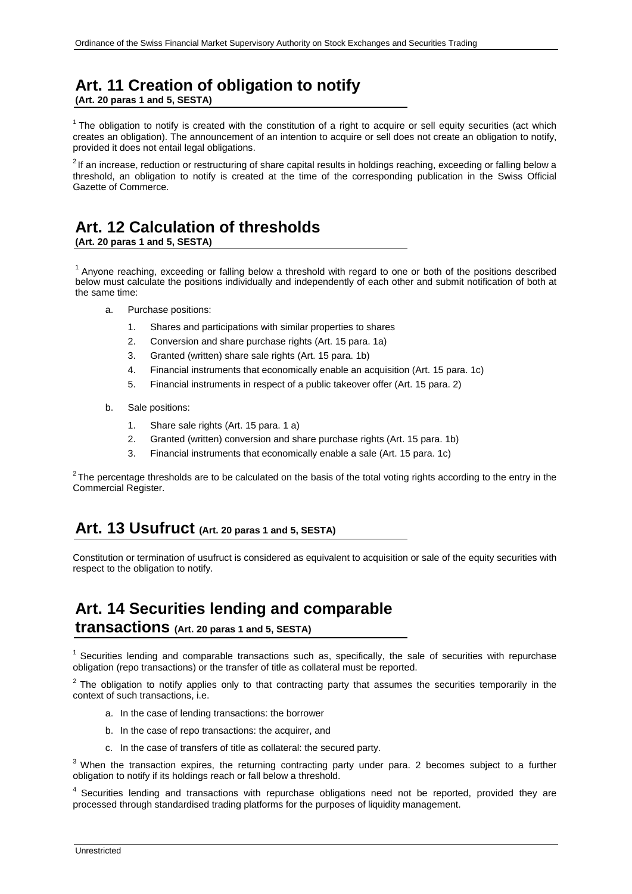## Art. 11 Creation of obligation to notify
**(Art. 20 paras 1 and 5, SESTA)**

[1] The obligation to notify is created with the constitution of a right to acquire or sell equity securities (act which creates an obligation). The announcement of an intention to acquire or sell does not create an obligation to notify, provided it does not entail legal obligations.

[2] If an increase, reduction or restructuring of share capital results in holdings reaching, exceeding or falling below a threshold, an obligation to notify is created at the time of the corresponding publication in the Swiss Official Gazette of Commerce.

## Art. 12 Calculation of thresholds
**(Art. 20 paras 1 and 5, SESTA)**

[1] Anyone reaching, exceeding or falling below a threshold with regard to one or both of the positions described below must calculate the positions individually and independently of each other and submit notification of both at the same time:

a. Purchase positions:
   1. Shares and participations with similar properties to shares
   2. Conversion and share purchase rights (Art. 15 para. 1a)
   3. Granted (written) share sale rights (Art. 15 para. 1b)
   4. Financial instruments that economically enable an acquisition (Art. 15 para. 1c)
   5. Financial instruments in respect of a public takeover offer (Art. 15 para. 2)

b. Sale positions:
   1. Share sale rights (Art. 15 para. 1 a)
   2. Granted (written) conversion and share purchase rights (Art. 15 para. 1b)
   3. Financial instruments that economically enable a sale (Art. 15 para. 1c)

[2] The percentage thresholds are to be calculated on the basis of the total voting rights according to the entry in the Commercial Register.

## Art. 13 Usufruct (Art. 20 paras 1 and 5, SESTA)

Constitution or termination of usufruct is considered as equivalent to acquisition or sale of the equity securities with respect to the obligation to notify.

## Art. 14 Securities lending and comparable transactions (Art. 20 paras 1 and 5, SESTA)

[1] Securities lending and comparable transactions such as, specifically, the sale of securities with repurchase obligation (repo transactions) or the transfer of title as collateral must be reported.

[2] The obligation to notify applies only to that contracting party that assumes the securities temporarily in the context of such transactions, i.e.

a. In the case of lending transactions: the borrower
b. In the case of repo transactions: the acquirer, and
c. In the case of transfers of title as collateral: the secured party.

[3] When the transaction expires, the returning contracting party under para. 2 becomes subject to a further obligation to notify if its holdings reach or fall below a threshold.

[4] Securities lending and transactions with repurchase obligations need not be reported, provided they are processed through standardised trading platforms for the purposes of liquidity management.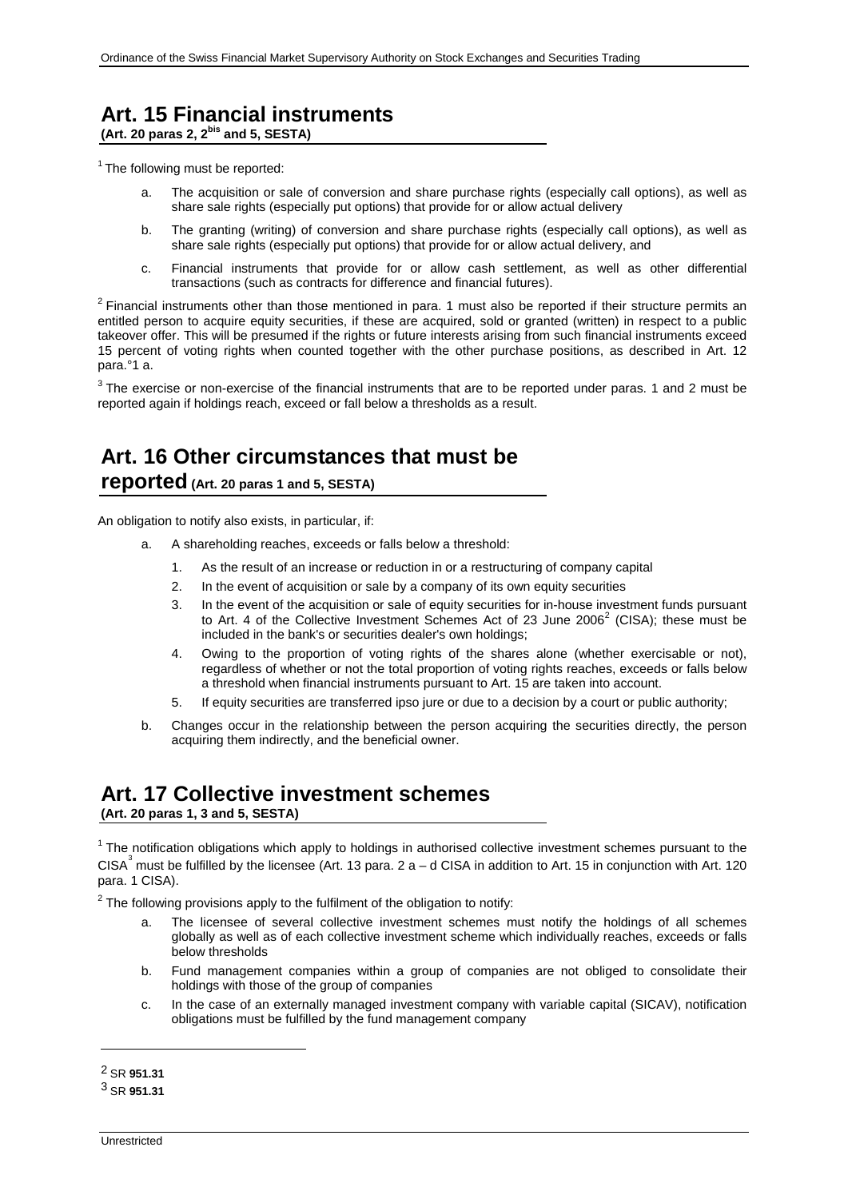# Art. 15 Financial instruments

**(Art. 20 paras 2, 2bis and 5, SESTA)**

[1] The following must be reported:

a. The acquisition or sale of conversion and share purchase rights (especially call options), as well as share sale rights (especially put options) that provide for or allow actual delivery

b. The granting (writing) of conversion and share purchase rights (especially call options), as well as share sale rights (especially put options) that provide for or allow actual delivery, and

c. Financial instruments that provide for or allow cash settlement, as well as other differential transactions (such as contracts for difference and financial futures).

[2] Financial instruments other than those mentioned in para. 1 must also be reported if their structure permits an entitled person to acquire equity securities, if these are acquired, sold or granted (written) in respect to a public takeover offer. This will be presumed if the rights or future interests arising from such financial instruments exceed 15 percent of voting rights when counted together with the other purchase positions, as described in Art. 12 para.°1 a.

[3] The exercise or non-exercise of the financial instruments that are to be reported under paras. 1 and 2 must be reported again if holdings reach, exceed or fall below a thresholds as a result.

# Art. 16 Other circumstances that must be reported (Art. 20 paras 1 and 5, SESTA)

An obligation to notify also exists, in particular, if:

a. A shareholding reaches, exceeds or falls below a threshold:

   1. As the result of an increase or reduction in or a restructuring of company capital
   2. In the event of acquisition or sale by a company of its own equity securities
   3. In the event of the acquisition or sale of equity securities for in-house investment funds pursuant to Art. 4 of the Collective Investment Schemes Act of 23 June 2006[2] (CISA); these must be included in the bank's or securities dealer's own holdings;
   4. Owing to the proportion of voting rights of the shares alone (whether exercisable or not), regardless of whether or not the total proportion of voting rights reaches, exceeds or falls below a threshold when financial instruments pursuant to Art. 15 are taken into account.
   5. If equity securities are transferred ipso jure or due to a decision by a court or public authority;

b. Changes occur in the relationship between the person acquiring the securities directly, the person acquiring them indirectly, and the beneficial owner.

# Art. 17 Collective investment schemes

**(Art. 20 paras 1, 3 and 5, SESTA)**

[1] The notification obligations which apply to holdings in authorised collective investment schemes pursuant to the CISA[3] must be fulfilled by the licensee (Art. 13 para. 2 a – d CISA in addition to Art. 15 in conjunction with Art. 120 para. 1 CISA).

[2] The following provisions apply to the fulfilment of the obligation to notify:

a. The licensee of several collective investment schemes must notify the holdings of all schemes globally as well as of each collective investment scheme which individually reaches, exceeds or falls below thresholds

b. Fund management companies within a group of companies are not obliged to consolidate their holdings with those of the group of companies

c. In the case of an externally managed investment company with variable capital (SICAV), notification obligations must be fulfilled by the fund management company

---

[2] SR **951.31**

[3] SR **951.31**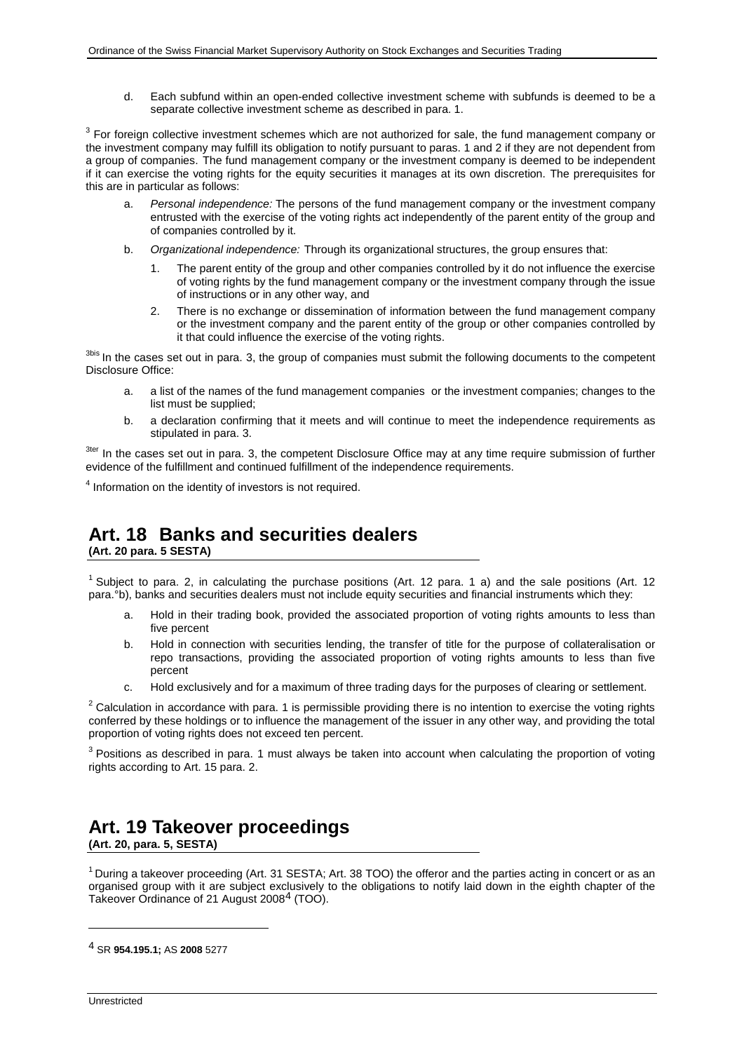d. Each subfund within an open-ended collective investment scheme with subfunds is deemed to be a separate collective investment scheme as described in para. 1.

[3] For foreign collective investment schemes which are not authorized for sale, the fund management company or the investment company may fulfill its obligation to notify pursuant to paras. 1 and 2 if they are not dependent from a group of companies. The fund management company or the investment company is deemed to be independent if it can exercise the voting rights for the equity securities it manages at its own discretion. The prerequisites for this are in particular as follows:

a. *Personal independence:* The persons of the fund management company or the investment company entrusted with the exercise of the voting rights act independently of the parent entity of the group and of companies controlled by it.

b. *Organizational independence:* Through its organizational structures, the group ensures that:

   1. The parent entity of the group and other companies controlled by it do not influence the exercise of voting rights by the fund management company or the investment company through the issue of instructions or in any other way, and

   2. There is no exchange or dissemination of information between the fund management company or the investment company and the parent entity of the group or other companies controlled by it that could influence the exercise of the voting rights.

[3bis] In the cases set out in para. 3, the group of companies must submit the following documents to the competent Disclosure Office:

a. a list of the names of the fund management companies or the investment companies; changes to the list must be supplied;

b. a declaration confirming that it meets and will continue to meet the independence requirements as stipulated in para. 3.

[3ter] In the cases set out in para. 3, the competent Disclosure Office may at any time require submission of further evidence of the fulfillment and continued fulfillment of the independence requirements.

[4] Information on the identity of investors is not required.

## Art. 18 Banks and securities dealers

**(Art. 20 para. 5 SESTA)**

[1] Subject to para. 2, in calculating the purchase positions (Art. 12 para. 1 a) and the sale positions (Art. 12 para.°b), banks and securities dealers must not include equity securities and financial instruments which they:

a. Hold in their trading book, provided the associated proportion of voting rights amounts to less than five percent

b. Hold in connection with securities lending, the transfer of title for the purpose of collateralisation or repo transactions, providing the associated proportion of voting rights amounts to less than five percent

c. Hold exclusively and for a maximum of three trading days for the purposes of clearing or settlement.

[2] Calculation in accordance with para. 1 is permissible providing there is no intention to exercise the voting rights conferred by these holdings or to influence the management of the issuer in any other way, and providing the total proportion of voting rights does not exceed ten percent.

[3] Positions as described in para. 1 must always be taken into account when calculating the proportion of voting rights according to Art. 15 para. 2.

## Art. 19 Takeover proceedings

**(Art. 20, para. 5, SESTA)**

[1] During a takeover proceeding (Art. 31 SESTA; Art. 38 TOO) the offeror and the parties acting in concert or as an organised group with it are subject exclusively to the obligations to notify laid down in the eighth chapter of the Takeover Ordinance of 21 August 2008[4] (TOO).

---

[4] SR **954.195.1;** AS **2008** 5277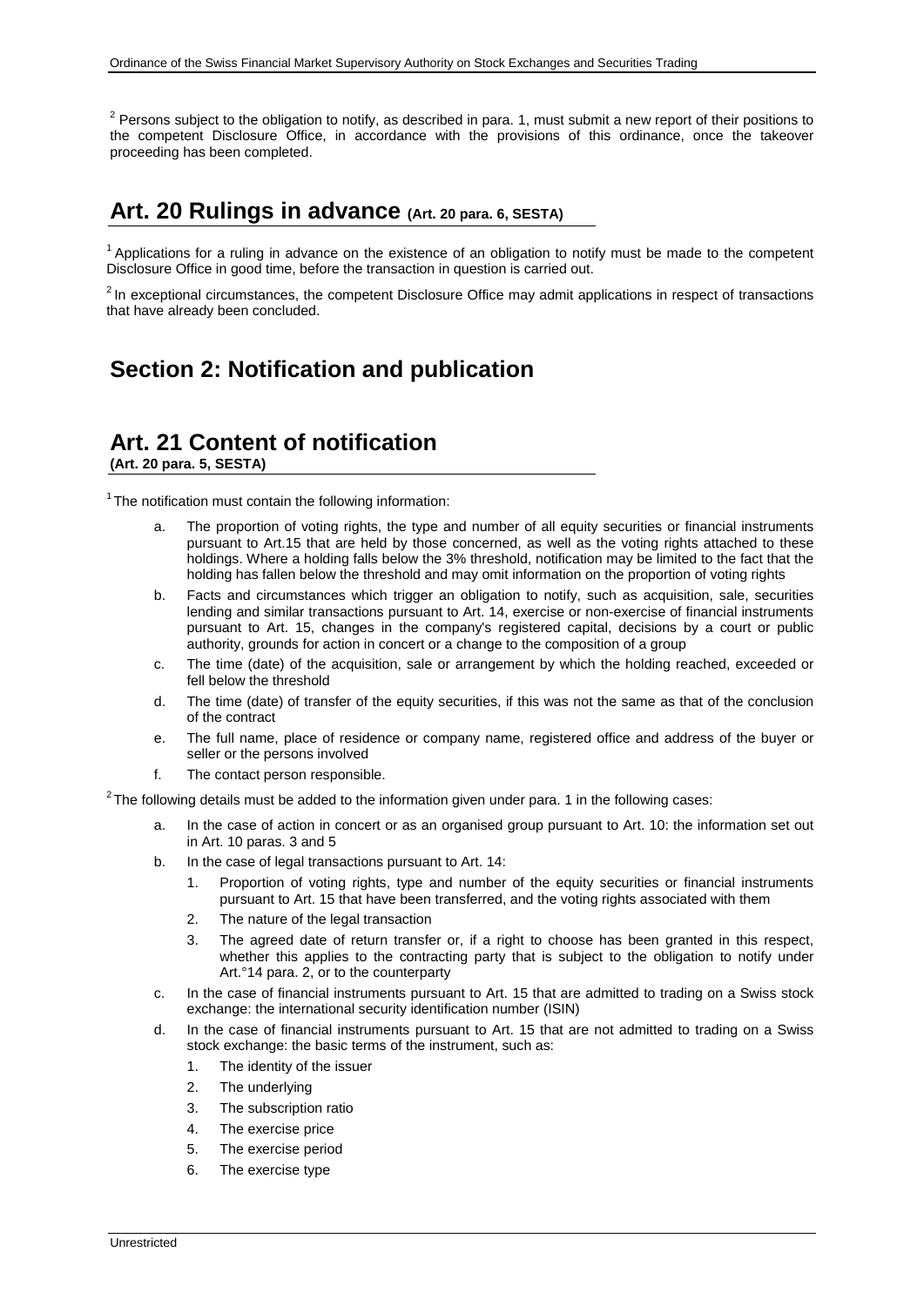[2] Persons subject to the obligation to notify, as described in para. 1, must submit a new report of their positions to the competent Disclosure Office, in accordance with the provisions of this ordinance, once the takeover proceeding has been completed.

## Art. 20 Rulings in advance (Art. 20 para. 6, SESTA)

[1] Applications for a ruling in advance on the existence of an obligation to notify must be made to the competent Disclosure Office in good time, before the transaction in question is carried out.

[2] In exceptional circumstances, the competent Disclosure Office may admit applications in respect of transactions that have already been concluded.

# Section 2: Notification and publication

## Art. 21 Content of notification

**(Art. 20 para. 5, SESTA)**

[1] The notification must contain the following information:

a. The proportion of voting rights, the type and number of all equity securities or financial instruments pursuant to Art.15 that are held by those concerned, as well as the voting rights attached to these holdings. Where a holding falls below the 3% threshold, notification may be limited to the fact that the holding has fallen below the threshold and may omit information on the proportion of voting rights

b. Facts and circumstances which trigger an obligation to notify, such as acquisition, sale, securities lending and similar transactions pursuant to Art. 14, exercise or non-exercise of financial instruments pursuant to Art. 15, changes in the company's registered capital, decisions by a court or public authority, grounds for action in concert or a change to the composition of a group

c. The time (date) of the acquisition, sale or arrangement by which the holding reached, exceeded or fell below the threshold

d. The time (date) of transfer of the equity securities, if this was not the same as that of the conclusion of the contract

e. The full name, place of residence or company name, registered office and address of the buyer or seller or the persons involved

f. The contact person responsible.

[2] The following details must be added to the information given under para. 1 in the following cases:

a. In the case of action in concert or as an organised group pursuant to Art. 10: the information set out in Art. 10 paras. 3 and 5

b. In the case of legal transactions pursuant to Art. 14:

   1. Proportion of voting rights, type and number of the equity securities or financial instruments pursuant to Art. 15 that have been transferred, and the voting rights associated with them
   2. The nature of the legal transaction
   3. The agreed date of return transfer or, if a right to choose has been granted in this respect, whether this applies to the contracting party that is subject to the obligation to notify under Art.°14 para. 2, or to the counterparty

c. In the case of financial instruments pursuant to Art. 15 that are admitted to trading on a Swiss stock exchange: the international security identification number (ISIN)

d. In the case of financial instruments pursuant to Art. 15 that are not admitted to trading on a Swiss stock exchange: the basic terms of the instrument, such as:

   1. The identity of the issuer
   2. The underlying
   3. The subscription ratio
   4. The exercise price
   5. The exercise period
   6. The exercise type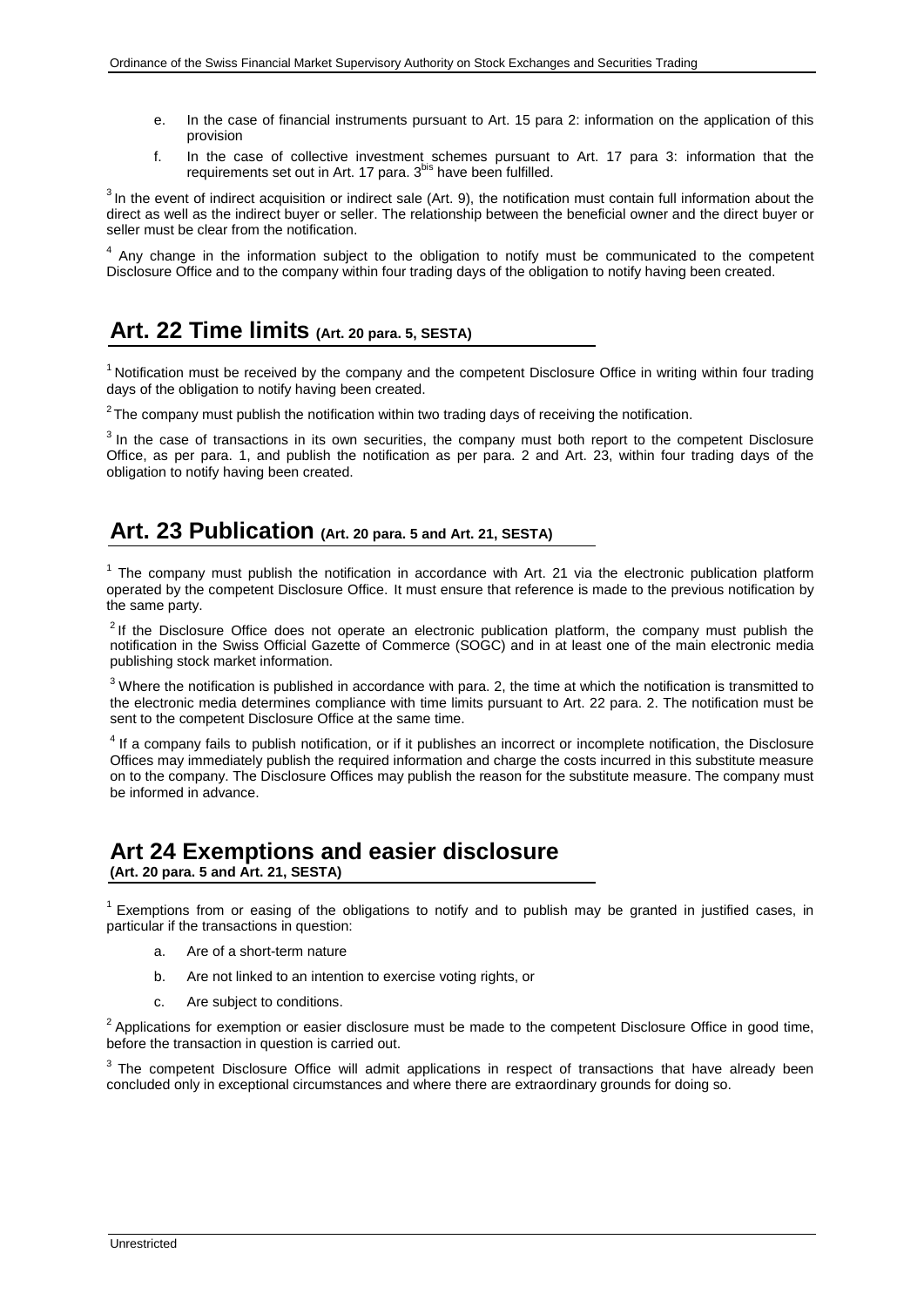e. In the case of financial instruments pursuant to Art. 15 para 2: information on the application of this provision

f. In the case of collective investment schemes pursuant to Art. 17 para 3: information that the requirements set out in Art. 17 para. 3[bis] have been fulfilled.

[3] In the event of indirect acquisition or indirect sale (Art. 9), the notification must contain full information about the direct as well as the indirect buyer or seller. The relationship between the beneficial owner and the direct buyer or seller must be clear from the notification.

[4] Any change in the information subject to the obligation to notify must be communicated to the competent Disclosure Office and to the company within four trading days of the obligation to notify having been created.

## Art. 22 Time limits (Art. 20 para. 5, SESTA)

[1] Notification must be received by the company and the competent Disclosure Office in writing within four trading days of the obligation to notify having been created.

[2] The company must publish the notification within two trading days of receiving the notification.

[3] In the case of transactions in its own securities, the company must both report to the competent Disclosure Office, as per para. 1, and publish the notification as per para. 2 and Art. 23, within four trading days of the obligation to notify having been created.

## Art. 23 Publication (Art. 20 para. 5 and Art. 21, SESTA)

[1] The company must publish the notification in accordance with Art. 21 via the electronic publication platform operated by the competent Disclosure Office. It must ensure that reference is made to the previous notification by the same party.

[2] If the Disclosure Office does not operate an electronic publication platform, the company must publish the notification in the Swiss Official Gazette of Commerce (SOGC) and in at least one of the main electronic media publishing stock market information.

[3] Where the notification is published in accordance with para. 2, the time at which the notification is transmitted to the electronic media determines compliance with time limits pursuant to Art. 22 para. 2. The notification must be sent to the competent Disclosure Office at the same time.

[4] If a company fails to publish notification, or if it publishes an incorrect or incomplete notification, the Disclosure Offices may immediately publish the required information and charge the costs incurred in this substitute measure on to the company. The Disclosure Offices may publish the reason for the substitute measure. The company must be informed in advance.

## Art 24 Exemptions and easier disclosure
**(Art. 20 para. 5 and Art. 21, SESTA)**

[1] Exemptions from or easing of the obligations to notify and to publish may be granted in justified cases, in particular if the transactions in question:

a. Are of a short-term nature

b. Are not linked to an intention to exercise voting rights, or

c. Are subject to conditions.

[2] Applications for exemption or easier disclosure must be made to the competent Disclosure Office in good time, before the transaction in question is carried out.

[3] The competent Disclosure Office will admit applications in respect of transactions that have already been concluded only in exceptional circumstances and where there are extraordinary grounds for doing so.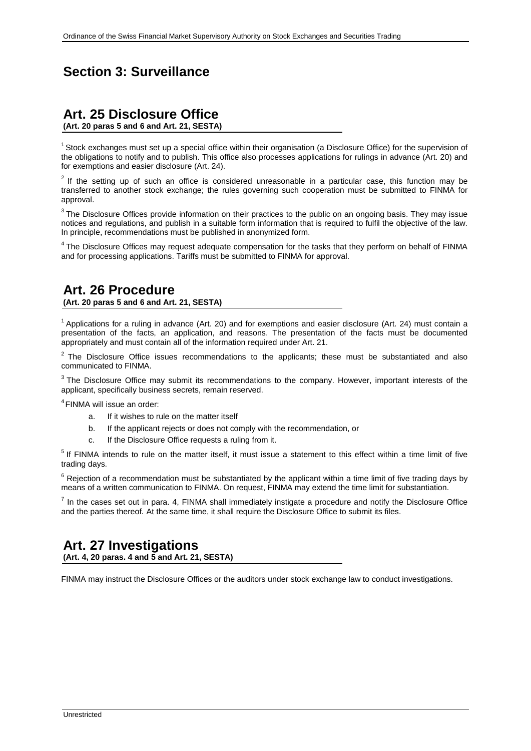## Section 3: Surveillance

### Art. 25 Disclosure Office

**(Art. 20 paras 5 and 6 and Art. 21, SESTA)**

[1] Stock exchanges must set up a special office within their organisation (a Disclosure Office) for the supervision of the obligations to notify and to publish. This office also processes applications for rulings in advance (Art. 20) and for exemptions and easier disclosure (Art. 24).

[2] If the setting up of such an office is considered unreasonable in a particular case, this function may be transferred to another stock exchange; the rules governing such cooperation must be submitted to FINMA for approval.

[3] The Disclosure Offices provide information on their practices to the public on an ongoing basis. They may issue notices and regulations, and publish in a suitable form information that is required to fulfil the objective of the law. In principle, recommendations must be published in anonymized form.

[4] The Disclosure Offices may request adequate compensation for the tasks that they perform on behalf of FINMA and for processing applications. Tariffs must be submitted to FINMA for approval.

### Art. 26 Procedure

**(Art. 20 paras 5 and 6 and Art. 21, SESTA)**

[1] Applications for a ruling in advance (Art. 20) and for exemptions and easier disclosure (Art. 24) must contain a presentation of the facts, an application, and reasons. The presentation of the facts must be documented appropriately and must contain all of the information required under Art. 21.

[2] The Disclosure Office issues recommendations to the applicants; these must be substantiated and also communicated to FINMA.

[3] The Disclosure Office may submit its recommendations to the company. However, important interests of the applicant, specifically business secrets, remain reserved.

[4] FINMA will issue an order:

a. If it wishes to rule on the matter itself

b. If the applicant rejects or does not comply with the recommendation, or

c. If the Disclosure Office requests a ruling from it.

[5] If FINMA intends to rule on the matter itself, it must issue a statement to this effect within a time limit of five trading days.

[6] Rejection of a recommendation must be substantiated by the applicant within a time limit of five trading days by means of a written communication to FINMA. On request, FINMA may extend the time limit for substantiation.

[7] In the cases set out in para. 4, FINMA shall immediately instigate a procedure and notify the Disclosure Office and the parties thereof. At the same time, it shall require the Disclosure Office to submit its files.

### Art. 27 Investigations

**(Art. 4, 20 paras. 4 and 5 and Art. 21, SESTA)**

FINMA may instruct the Disclosure Offices or the auditors under stock exchange law to conduct investigations.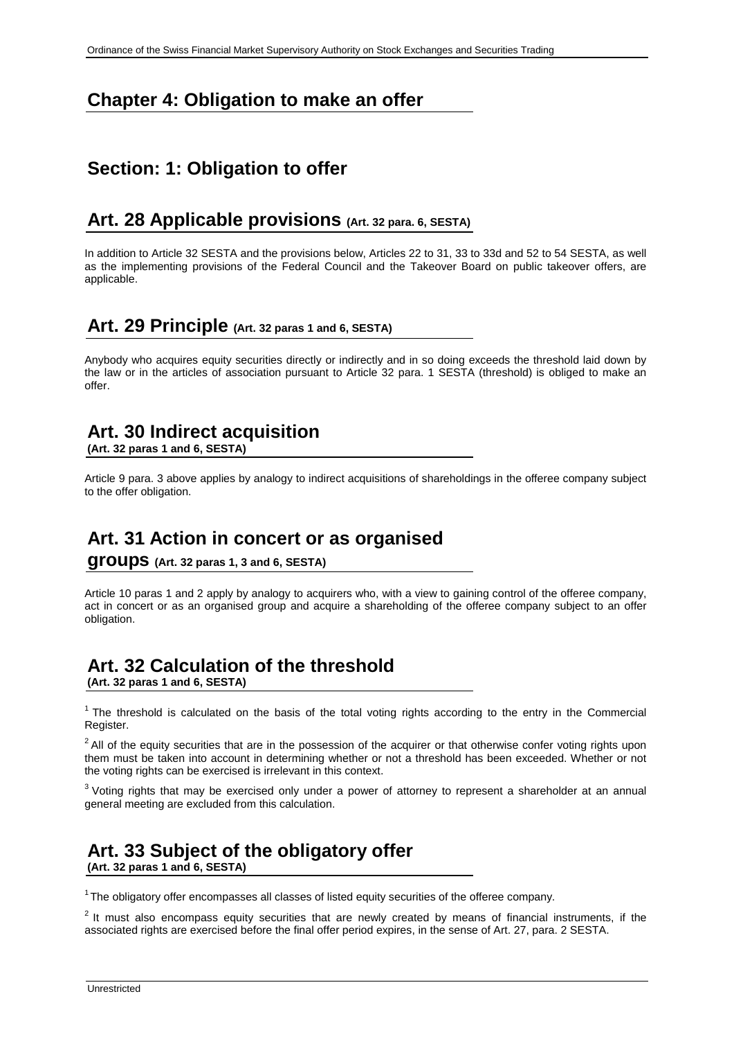## Chapter 4: Obligation to make an offer

### Section: 1: Obligation to offer

### Art. 28 Applicable provisions (Art. 32 para. 6, SESTA)

In addition to Article 32 SESTA and the provisions below, Articles 22 to 31, 33 to 33d and 52 to 54 SESTA, as well as the implementing provisions of the Federal Council and the Takeover Board on public takeover offers, are applicable.

### Art. 29 Principle (Art. 32 paras 1 and 6, SESTA)

Anybody who acquires equity securities directly or indirectly and in so doing exceeds the threshold laid down by the law or in the articles of association pursuant to Article 32 para. 1 SESTA (threshold) is obliged to make an offer.

### Art. 30 Indirect acquisition
**(Art. 32 paras 1 and 6, SESTA)**

Article 9 para. 3 above applies by analogy to indirect acquisitions of shareholdings in the offeree company subject to the offer obligation.

### Art. 31 Action in concert or as organised groups (Art. 32 paras 1, 3 and 6, SESTA)

Article 10 paras 1 and 2 apply by analogy to acquirers who, with a view to gaining control of the offeree company, act in concert or as an organised group and acquire a shareholding of the offeree company subject to an offer obligation.

### Art. 32 Calculation of the threshold
**(Art. 32 paras 1 and 6, SESTA)**

[1] The threshold is calculated on the basis of the total voting rights according to the entry in the Commercial Register.

[2] All of the equity securities that are in the possession of the acquirer or that otherwise confer voting rights upon them must be taken into account in determining whether or not a threshold has been exceeded. Whether or not the voting rights can be exercised is irrelevant in this context.

[3] Voting rights that may be exercised only under a power of attorney to represent a shareholder at an annual general meeting are excluded from this calculation.

### Art. 33 Subject of the obligatory offer
**(Art. 32 paras 1 and 6, SESTA)**

[1] The obligatory offer encompasses all classes of listed equity securities of the offeree company.

[2] It must also encompass equity securities that are newly created by means of financial instruments, if the associated rights are exercised before the final offer period expires, in the sense of Art. 27, para. 2 SESTA.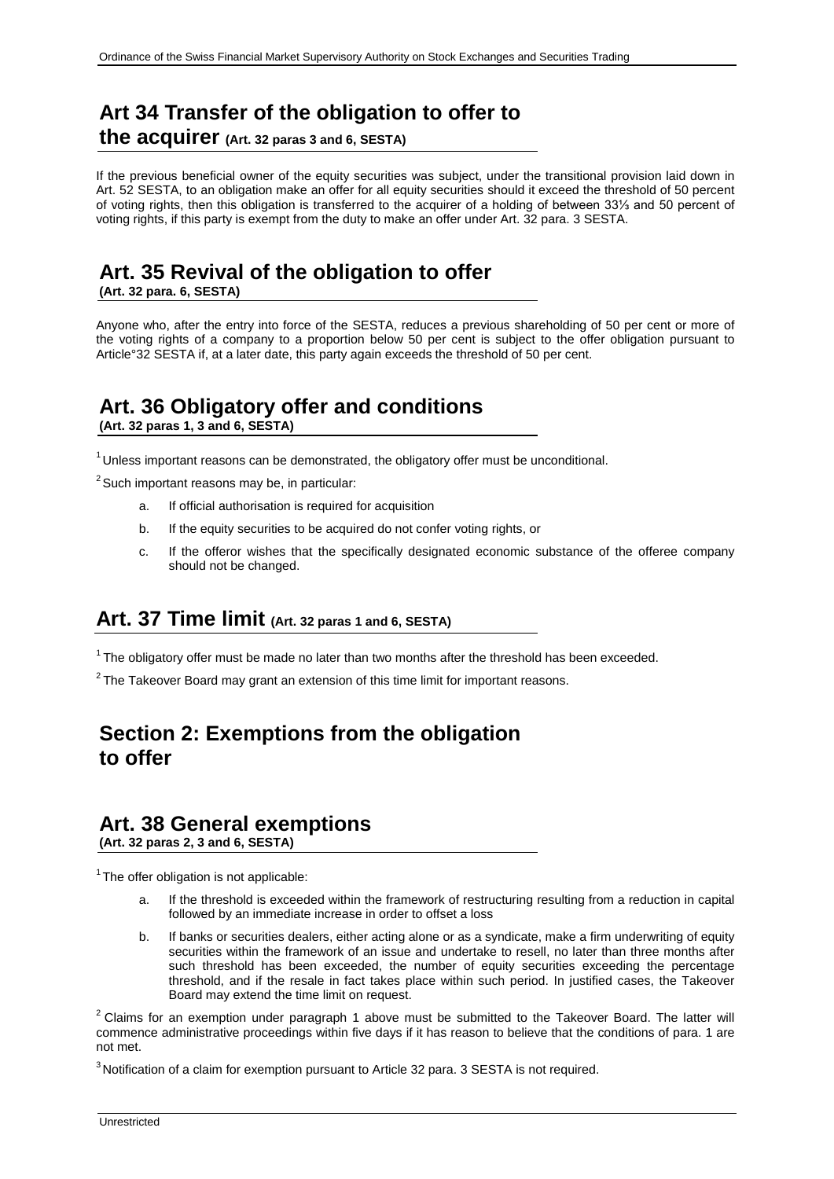## Art 34 Transfer of the obligation to offer to the acquirer (Art. 32 paras 3 and 6, SESTA)

If the previous beneficial owner of the equity securities was subject, under the transitional provision laid down in Art. 52 SESTA, to an obligation make an offer for all equity securities should it exceed the threshold of 50 percent of voting rights, then this obligation is transferred to the acquirer of a holding of between 33⅓ and 50 percent of voting rights, if this party is exempt from the duty to make an offer under Art. 32 para. 3 SESTA.

## Art. 35 Revival of the obligation to offer (Art. 32 para. 6, SESTA)

Anyone who, after the entry into force of the SESTA, reduces a previous shareholding of 50 per cent or more of the voting rights of a company to a proportion below 50 per cent is subject to the offer obligation pursuant to Article°32 SESTA if, at a later date, this party again exceeds the threshold of 50 per cent.

## Art. 36 Obligatory offer and conditions (Art. 32 paras 1, 3 and 6, SESTA)

[1] Unless important reasons can be demonstrated, the obligatory offer must be unconditional.

[2] Such important reasons may be, in particular:

a. If official authorisation is required for acquisition

b. If the equity securities to be acquired do not confer voting rights, or

c. If the offeror wishes that the specifically designated economic substance of the offeree company should not be changed.

## Art. 37 Time limit (Art. 32 paras 1 and 6, SESTA)

[1] The obligatory offer must be made no later than two months after the threshold has been exceeded.

[2] The Takeover Board may grant an extension of this time limit for important reasons.

# Section 2: Exemptions from the obligation to offer

## Art. 38 General exemptions (Art. 32 paras 2, 3 and 6, SESTA)

[1] The offer obligation is not applicable:

a. If the threshold is exceeded within the framework of restructuring resulting from a reduction in capital followed by an immediate increase in order to offset a loss

b. If banks or securities dealers, either acting alone or as a syndicate, make a firm underwriting of equity securities within the framework of an issue and undertake to resell, no later than three months after such threshold has been exceeded, the number of equity securities exceeding the percentage threshold, and if the resale in fact takes place within such period. In justified cases, the Takeover Board may extend the time limit on request.

[2] Claims for an exemption under paragraph 1 above must be submitted to the Takeover Board. The latter will commence administrative proceedings within five days if it has reason to believe that the conditions of para. 1 are not met.

[3] Notification of a claim for exemption pursuant to Article 32 para. 3 SESTA is not required.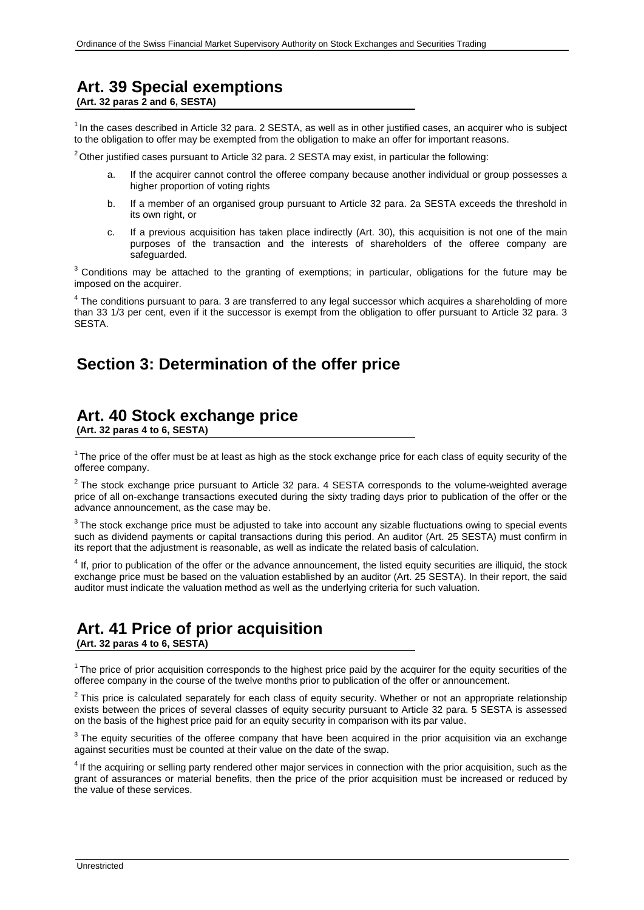## Art. 39 Special exemptions

**(Art. 32 paras 2 and 6, SESTA)**

[1] In the cases described in Article 32 para. 2 SESTA, as well as in other justified cases, an acquirer who is subject to the obligation to offer may be exempted from the obligation to make an offer for important reasons.

[2] Other justified cases pursuant to Article 32 para. 2 SESTA may exist, in particular the following:

a. If the acquirer cannot control the offeree company because another individual or group possesses a higher proportion of voting rights

b. If a member of an organised group pursuant to Article 32 para. 2a SESTA exceeds the threshold in its own right, or

c. If a previous acquisition has taken place indirectly (Art. 30), this acquisition is not one of the main purposes of the transaction and the interests of shareholders of the offeree company are safeguarded.

[3] Conditions may be attached to the granting of exemptions; in particular, obligations for the future may be imposed on the acquirer.

[4] The conditions pursuant to para. 3 are transferred to any legal successor which acquires a shareholding of more than 33 1/3 per cent, even if it the successor is exempt from the obligation to offer pursuant to Article 32 para. 3 SESTA.

# Section 3: Determination of the offer price

## Art. 40 Stock exchange price

**(Art. 32 paras 4 to 6, SESTA)**

[1] The price of the offer must be at least as high as the stock exchange price for each class of equity security of the offeree company.

[2] The stock exchange price pursuant to Article 32 para. 4 SESTA corresponds to the volume-weighted average price of all on-exchange transactions executed during the sixty trading days prior to publication of the offer or the advance announcement, as the case may be.

[3] The stock exchange price must be adjusted to take into account any sizable fluctuations owing to special events such as dividend payments or capital transactions during this period. An auditor (Art. 25 SESTA) must confirm in its report that the adjustment is reasonable, as well as indicate the related basis of calculation.

[4] If, prior to publication of the offer or the advance announcement, the listed equity securities are illiquid, the stock exchange price must be based on the valuation established by an auditor (Art. 25 SESTA). In their report, the said auditor must indicate the valuation method as well as the underlying criteria for such valuation.

## Art. 41 Price of prior acquisition

**(Art. 32 paras 4 to 6, SESTA)**

[1] The price of prior acquisition corresponds to the highest price paid by the acquirer for the equity securities of the offeree company in the course of the twelve months prior to publication of the offer or announcement.

[2] This price is calculated separately for each class of equity security. Whether or not an appropriate relationship exists between the prices of several classes of equity security pursuant to Article 32 para. 5 SESTA is assessed on the basis of the highest price paid for an equity security in comparison with its par value.

[3] The equity securities of the offeree company that have been acquired in the prior acquisition via an exchange against securities must be counted at their value on the date of the swap.

[4] If the acquiring or selling party rendered other major services in connection with the prior acquisition, such as the grant of assurances or material benefits, then the price of the prior acquisition must be increased or reduced by the value of these services.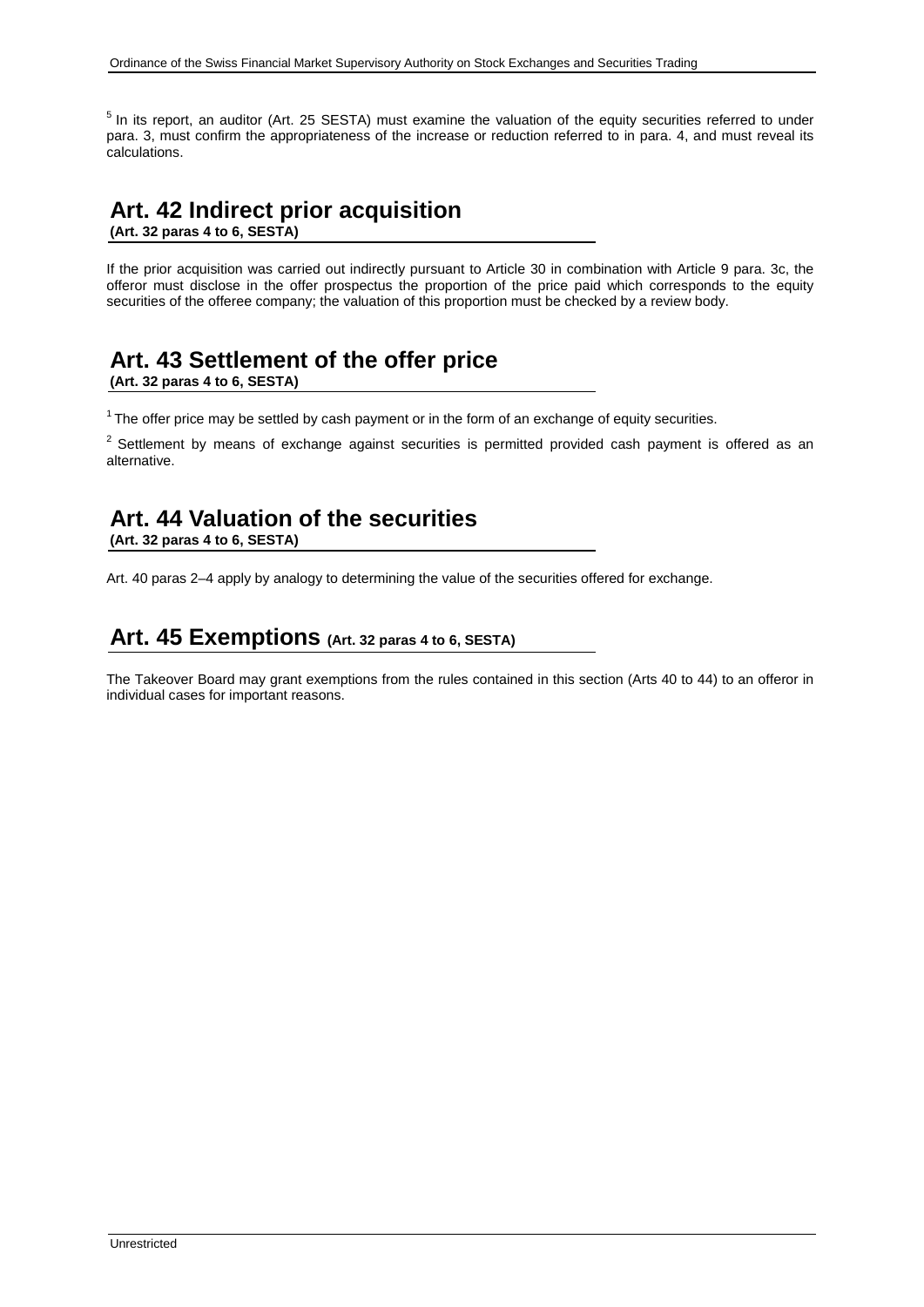[5] In its report, an auditor (Art. 25 SESTA) must examine the valuation of the equity securities referred to under para. 3, must confirm the appropriateness of the increase or reduction referred to in para. 4, and must reveal its calculations.

## Art. 42 Indirect prior acquisition

**(Art. 32 paras 4 to 6, SESTA)**

If the prior acquisition was carried out indirectly pursuant to Article 30 in combination with Article 9 para. 3c, the offeror must disclose in the offer prospectus the proportion of the price paid which corresponds to the equity securities of the offeree company; the valuation of this proportion must be checked by a review body.

## Art. 43 Settlement of the offer price

**(Art. 32 paras 4 to 6, SESTA)**

[1] The offer price may be settled by cash payment or in the form of an exchange of equity securities.

[2] Settlement by means of exchange against securities is permitted provided cash payment is offered as an alternative.

## Art. 44 Valuation of the securities

**(Art. 32 paras 4 to 6, SESTA)**

Art. 40 paras 2–4 apply by analogy to determining the value of the securities offered for exchange.

## Art. 45 Exemptions (Art. 32 paras 4 to 6, SESTA)

The Takeover Board may grant exemptions from the rules contained in this section (Arts 40 to 44) to an offeror in individual cases for important reasons.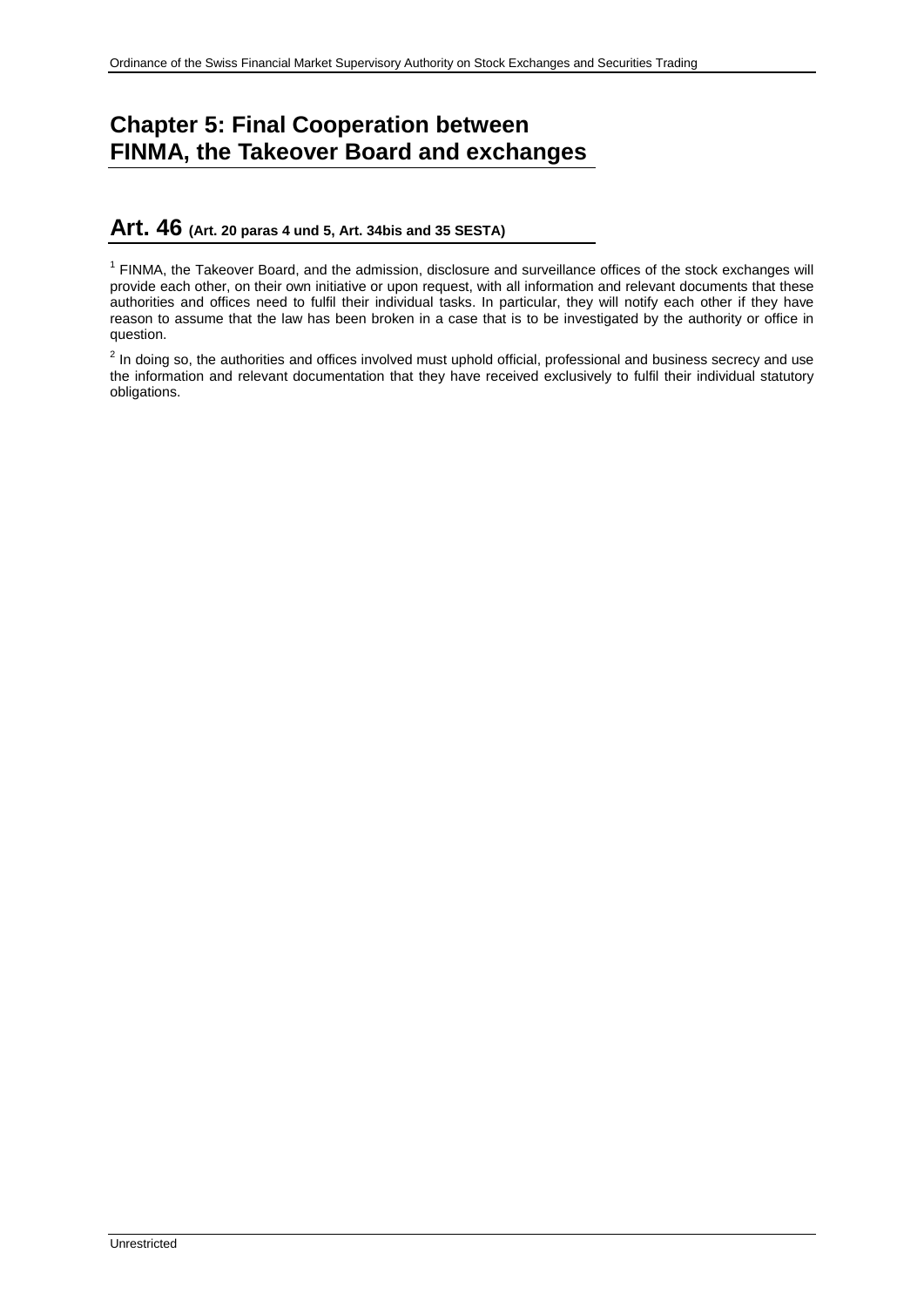# Chapter 5: Final Cooperation between FINMA, the Takeover Board and exchanges

## Art. 46 (Art. 20 paras 4 und 5, Art. 34bis and 35 SESTA)

[1] FINMA, the Takeover Board, and the admission, disclosure and surveillance offices of the stock exchanges will provide each other, on their own initiative or upon request, with all information and relevant documents that these authorities and offices need to fulfil their individual tasks. In particular, they will notify each other if they have reason to assume that the law has been broken in a case that is to be investigated by the authority or office in question.

[2] In doing so, the authorities and offices involved must uphold official, professional and business secrecy and use the information and relevant documentation that they have received exclusively to fulfil their individual statutory obligations.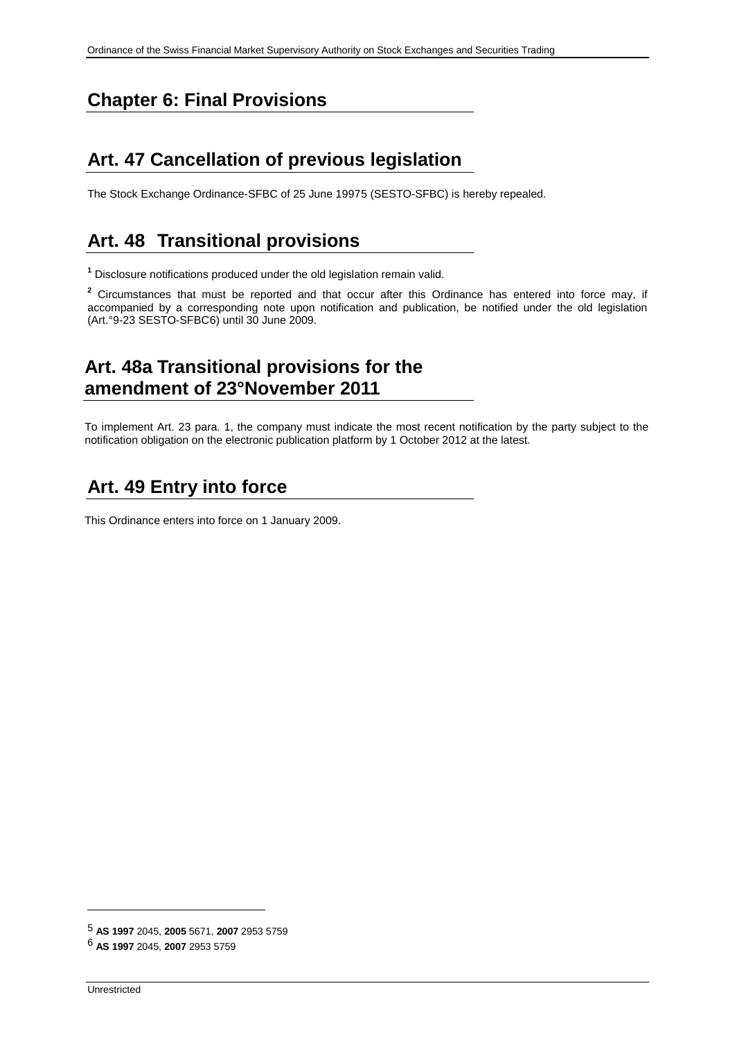## Chapter 6: Final Provisions

## Art. 47 Cancellation of previous legislation

The Stock Exchange Ordinance-SFBC of 25 June 1997[5] (SESTO-SFBC) is hereby repealed.

## Art. 48 Transitional provisions

[1] Disclosure notifications produced under the old legislation remain valid.

[2] Circumstances that must be reported and that occur after this Ordinance has entered into force may, if accompanied by a corresponding note upon notification and publication, be notified under the old legislation (Art.°9-23 SESTO-SFBC[6]) until 30 June 2009.

## Art. 48a Transitional provisions for the amendment of 23°November 2011

To implement Art. 23 para. 1, the company must indicate the most recent notification by the party subject to the notification obligation on the electronic publication platform by 1 October 2012 at the latest.

## Art. 49 Entry into force

This Ordinance enters into force on 1 January 2009.

---

[5] **AS 1997** 2045, **2005** 5671, **2007** 2953 5759

[6] **AS 1997** 2045, **2007** 2953 5759